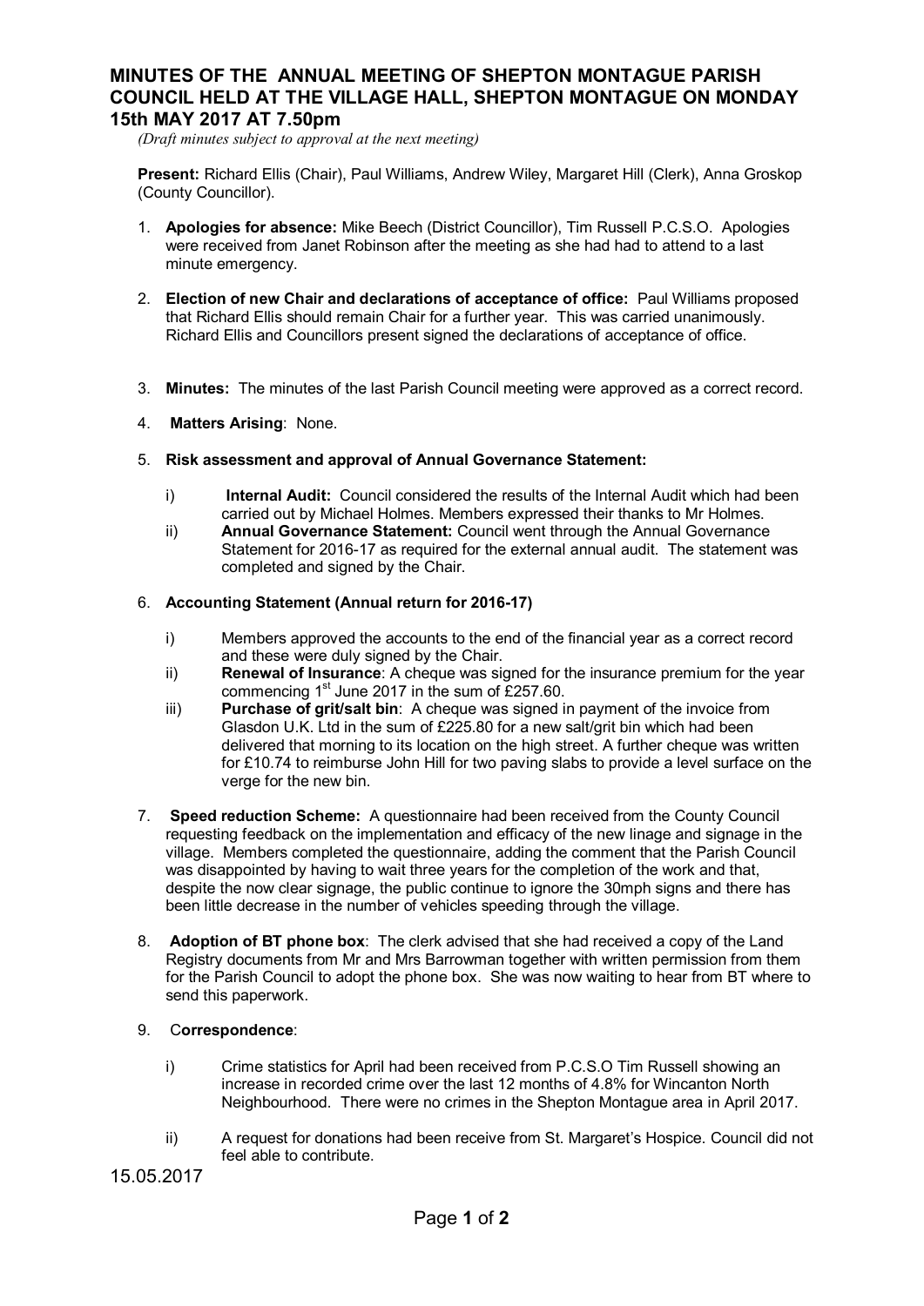# MINUTES OF THE ANNUAL MEETING OF SHEPTON MONTAGUE PARISH COUNCIL HELD AT THE VILLAGE HALL, SHEPTON MONTAGUE ON MONDAY 15th MAY 2017 AT 7.50pm

*(Draft minutes subject to approval at the next meeting)*

**Present:** Richard Ellis (Chair), Paul Williams, Andrew Wiley, Margaret Hill (Clerk), Anna Groskop (County Councillor).

1. **Apologies for absence:** Mike Beech (District Councillor), Tim Russell P.C.S.O. Apologies were received from Janet Robinson after the meeting as she had had to attend to a last minute emergency.

2. **Election of new Chair and declarations of acceptance of office:** Paul Williams proposed that Richard Ellis should remain Chair for a further year. This was carried unanimously. Richard Ellis and Councillors present signed the declarations of acceptance of office.

3. **Minutes:** The minutes of the last Parish Council meeting were approved as a correct record.

4. **Matters Arising**: None.

5. **Risk assessment and approval of Annual Governance Statement:**

   i) **Internal Audit:** Council considered the results of the Internal Audit which had been carried out by Michael Holmes. Members expressed their thanks to Mr Holmes.

   ii) **Annual Governance Statement:** Council went through the Annual Governance Statement for 2016-17 as required for the external annual audit. The statement was completed and signed by the Chair.

6. **Accounting Statement (Annual return for 2016-17)**

   i) Members approved the accounts to the end of the financial year as a correct record and these were duly signed by the Chair.

   ii) **Renewal of Insurance**: A cheque was signed for the insurance premium for the year commencing 1st June 2017 in the sum of £257.60.

   iii) **Purchase of grit/salt bin**: A cheque was signed in payment of the invoice from Glasdon U.K. Ltd in the sum of £225.80 for a new salt/grit bin which had been delivered that morning to its location on the high street. A further cheque was written for £10.74 to reimburse John Hill for two paving slabs to provide a level surface on the verge for the new bin.

7. **Speed reduction Scheme:** A questionnaire had been received from the County Council requesting feedback on the implementation and efficacy of the new linage and signage in the village. Members completed the questionnaire, adding the comment that the Parish Council was disappointed by having to wait three years for the completion of the work and that, despite the now clear signage, the public continue to ignore the 30mph signs and there has been little decrease in the number of vehicles speeding through the village.

8. **Adoption of BT phone box**: The clerk advised that she had received a copy of the Land Registry documents from Mr and Mrs Barrowman together with written permission from them for the Parish Council to adopt the phone box. She was now waiting to hear from BT where to send this paperwork.

9. **Correspondence**:

   i) Crime statistics for April had been received from P.C.S.O Tim Russell showing an increase in recorded crime over the last 12 months of 4.8% for Wincanton North Neighbourhood. There were no crimes in the Shepton Montague area in April 2017.

   ii) A request for donations had been receive from St. Margaret's Hospice. Council did not feel able to contribute.

15.05.2017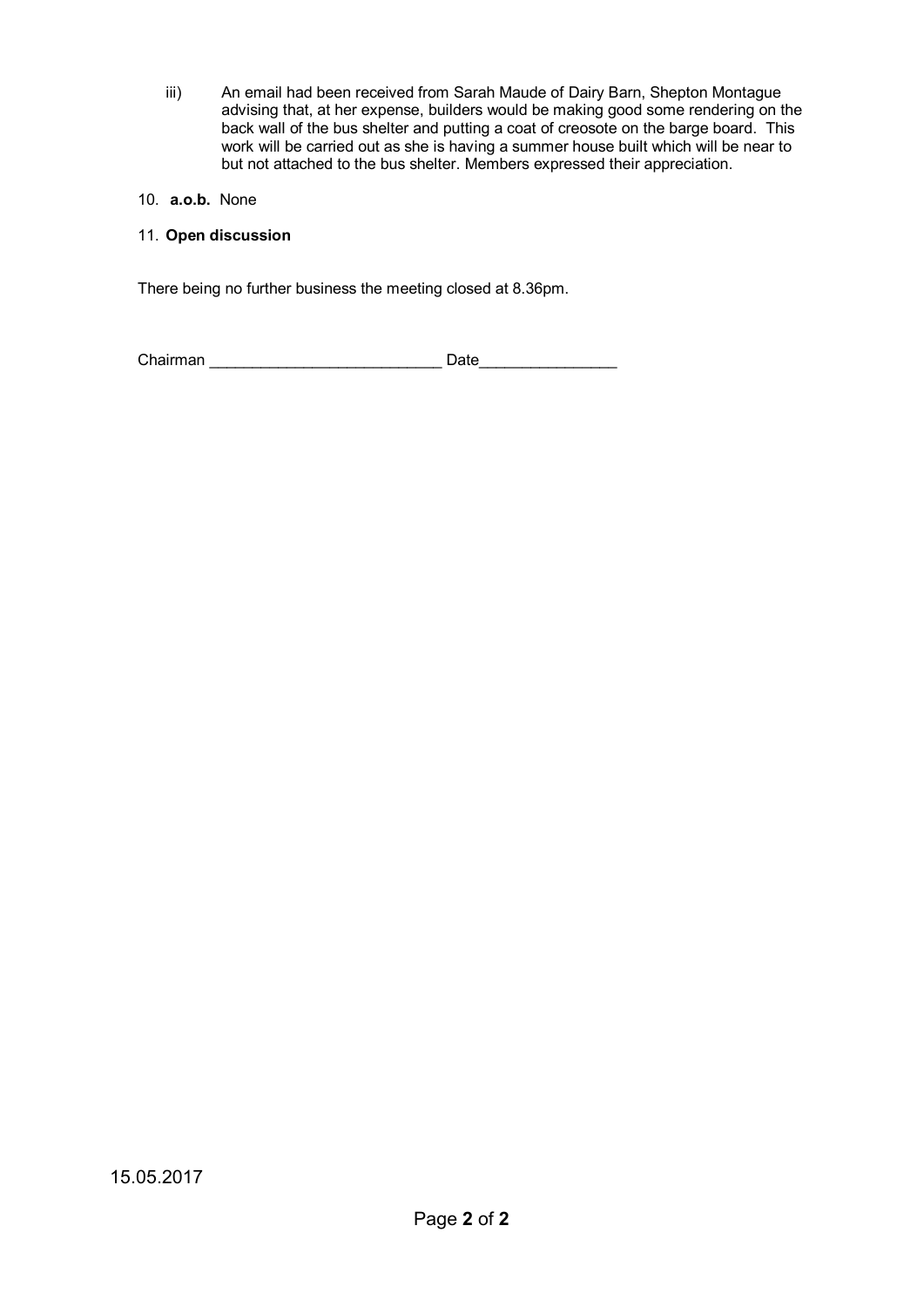iii) An email had been received from Sarah Maude of Dairy Barn, Shepton Montague advising that, at her expense, builders would be making good some rendering on the back wall of the bus shelter and putting a coat of creosote on the barge board. This work will be carried out as she is having a summer house built which will be near to but not attached to the bus shelter. Members expressed their appreciation.

10. **a.o.b.** None

11. **Open discussion**

There being no further business the meeting closed at 8.36pm.

Chairman ___________________________ Date________________

15.05.2017